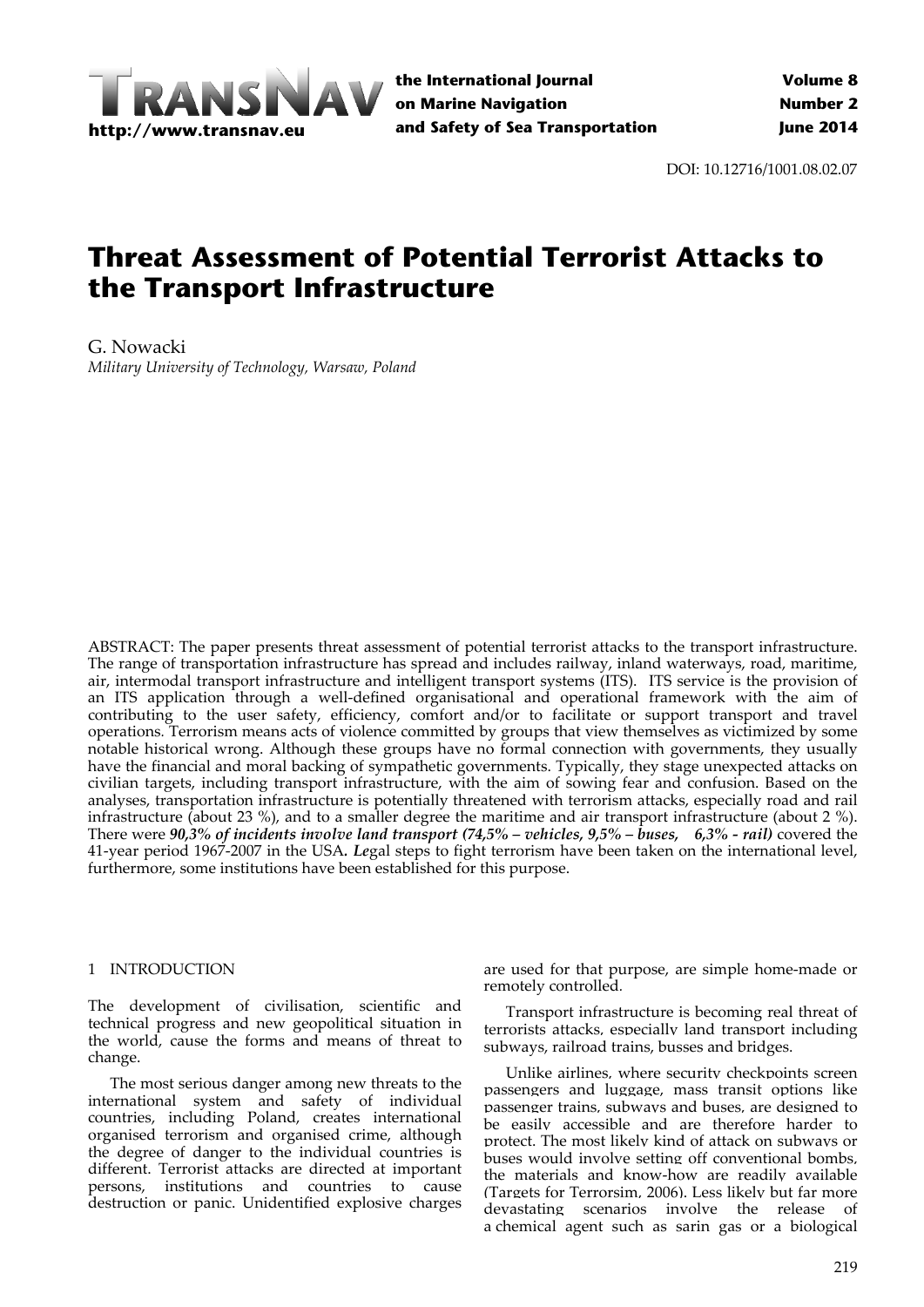DOI: 10.12716/1001.08.02.07

# Threat Assessment of Potential Terrorist Attacks to the Transport Infrastructure

G. Nowacki
*Military University of Technology, Warsaw, Poland*

ABSTRACT: The paper presents threat assessment of potential terrorist attacks to the transport infrastructure. The range of transportation infrastructure has spread and includes railway, inland waterways, road, maritime, air, intermodal transport infrastructure and intelligent transport systems (ITS). ITS service is the provision of an ITS application through a well-defined organisational and operational framework with the aim of contributing to the user safety, efficiency, comfort and/or to facilitate or support transport and travel operations. Terrorism means acts of violence committed by groups that view themselves as victimized by some notable historical wrong. Although these groups have no formal connection with governments, they usually have the financial and moral backing of sympathetic governments. Typically, they stage unexpected attacks on civilian targets, including transport infrastructure, with the aim of sowing fear and confusion. Based on the analyses, transportation infrastructure is potentially threatened with terrorism attacks, especially road and rail infrastructure (about 23 %), and to a smaller degree the maritime and air transport infrastructure (about 2 %). There were ***90,3% of incidents involve land transport (74,5% – vehicles, 9,5% – buses, 6,3% - rail)*** covered the 41-year period 1967-2007 in the USA***. Le***gal steps to fight terrorism have been taken on the international level, furthermore, some institutions have been established for this purpose.

## 1 INTRODUCTION

The development of civilisation, scientific and technical progress and new geopolitical situation in the world, cause the forms and means of threat to change.

The most serious danger among new threats to the international system and safety of individual countries, including Poland, creates international organised terrorism and organised crime, although the degree of danger to the individual countries is different. Terrorist attacks are directed at important persons, institutions and countries to cause destruction or panic. Unidentified explosive charges are used for that purpose, are simple home-made or remotely controlled.

Transport infrastructure is becoming real threat of terrorists attacks, especially land transport including subways, railroad trains, busses and bridges.

Unlike airlines, where security checkpoints screen passengers and luggage, mass transit options like passenger trains, subways and buses, are designed to be easily accessible and are therefore harder to protect. The most likely kind of attack on subways or buses would involve setting off conventional bombs, the materials and know-how are readily available (Targets for Terrorsim, 2006). Less likely but far more devastating scenarios involve the release of a chemical agent such as sarin gas or a biological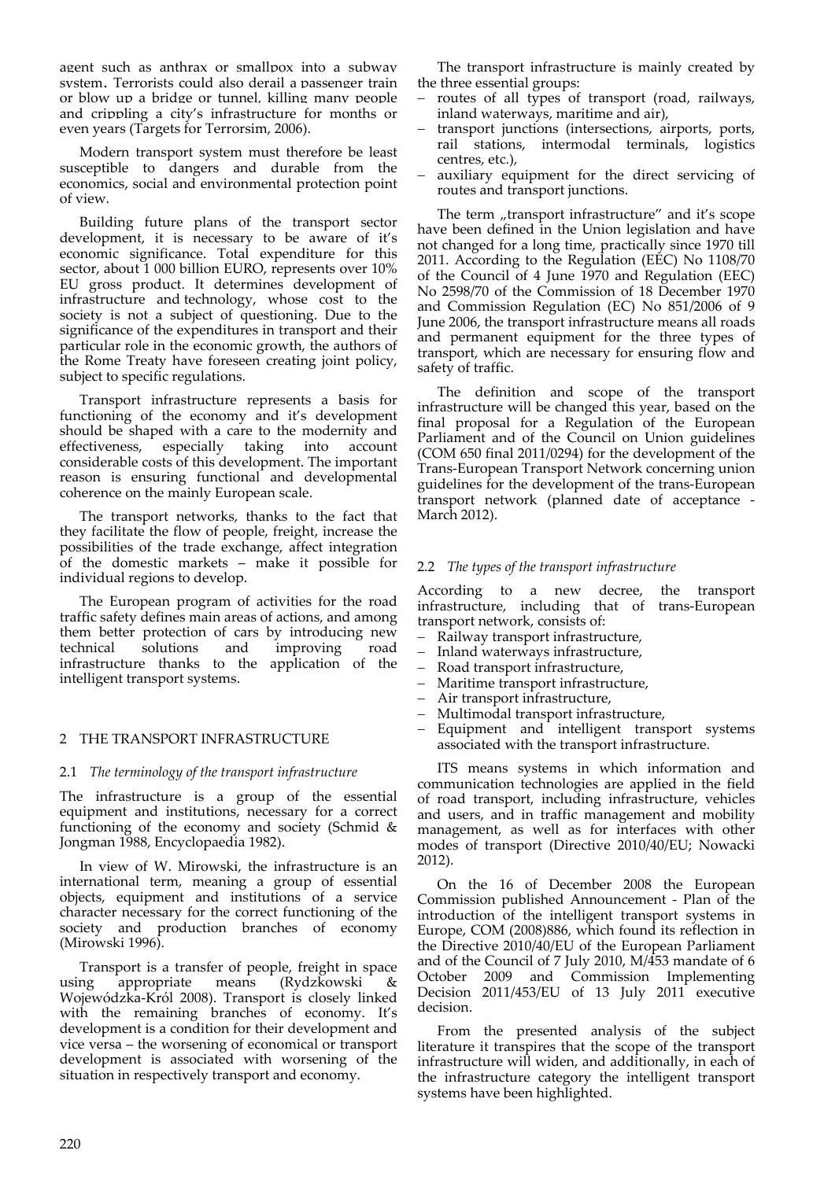agent such as anthrax or smallpox into a subway system. Terrorists could also derail a passenger train or blow up a bridge or tunnel, killing many people and crippling a city's infrastructure for months or even years (Targets for Terrorsim, 2006).

Modern transport system must therefore be least susceptible to dangers and durable from the economics, social and environmental protection point of view.

Building future plans of the transport sector development, it is necessary to be aware of it's economic significance. Total expenditure for this sector, about 1 000 billion EURO, represents over 10% EU gross product. It determines development of infrastructure and technology, whose cost to the society is not a subject of questioning. Due to the significance of the expenditures in transport and their particular role in the economic growth, the authors of the Rome Treaty have foreseen creating joint policy, subject to specific regulations.

Transport infrastructure represents a basis for functioning of the economy and it's development should be shaped with a care to the modernity and effectiveness, especially taking into account considerable costs of this development. The important reason is ensuring functional and developmental coherence on the mainly European scale.

The transport networks, thanks to the fact that they facilitate the flow of people, freight, increase the possibilities of the trade exchange, affect integration of the domestic markets – make it possible for individual regions to develop.

The European program of activities for the road traffic safety defines main areas of actions, and among them better protection of cars by introducing new technical solutions and improving road infrastructure thanks to the application of the intelligent transport systems.

## 2 THE TRANSPORT INFRASTRUCTURE

### 2.1 *The terminology of the transport infrastructure*

The infrastructure is a group of the essential equipment and institutions, necessary for a correct functioning of the economy and society (Schmid & Jongman 1988, Encyclopaedia 1982).

In view of W. Mirowski, the infrastructure is an international term, meaning a group of essential objects, equipment and institutions of a service character necessary for the correct functioning of the society and production branches of economy (Mirowski 1996).

Transport is a transfer of people, freight in space using appropriate means (Rydzkowski & Wojewódzka-Król 2008). Transport is closely linked with the remaining branches of economy. It's development is a condition for their development and vice versa – the worsening of economical or transport development is associated with worsening of the situation in respectively transport and economy.

The transport infrastructure is mainly created by the three essential groups:

- routes of all types of transport (road, railways, inland waterways, maritime and air),
- transport junctions (intersections, airports, ports, rail stations, intermodal terminals, logistics centres, etc.),
- auxiliary equipment for the direct servicing of routes and transport junctions.

The term „transport infrastructure" and it's scope have been defined in the Union legislation and have not changed for a long time, practically since 1970 till 2011. According to the Regulation (EEC) No 1108/70 of the Council of 4 June 1970 and Regulation (EEC) No 2598/70 of the Commission of 18 December 1970 and Commission Regulation (EC) No 851/2006 of 9 June 2006, the transport infrastructure means all roads and permanent equipment for the three types of transport, which are necessary for ensuring flow and safety of traffic.

The definition and scope of the transport infrastructure will be changed this year, based on the final proposal for a Regulation of the European Parliament and of the Council on Union guidelines (COM 650 final 2011/0294) for the development of the Trans-European Transport Network concerning union guidelines for the development of the trans-European transport network (planned date of acceptance - March 2012).

### 2.2 *The types of the transport infrastructure*

According to a new decree, the transport infrastructure, including that of trans-European transport network, consists of:

- Railway transport infrastructure,
- Inland waterways infrastructure,
- Road transport infrastructure,
- Maritime transport infrastructure,
- Air transport infrastructure,
- Multimodal transport infrastructure,
- Equipment and intelligent transport systems associated with the transport infrastructure.

ITS means systems in which information and communication technologies are applied in the field of road transport, including infrastructure, vehicles and users, and in traffic management and mobility management, as well as for interfaces with other modes of transport (Directive 2010/40/EU; Nowacki 2012).

On the 16 of December 2008 the European Commission published Announcement - Plan of the introduction of the intelligent transport systems in Europe, COM (2008)886, which found its reflection in the Directive 2010/40/EU of the European Parliament and of the Council of 7 July 2010, M/453 mandate of 6 October 2009 and Commission Implementing Decision 2011/453/EU of 13 July 2011 executive decision.

From the presented analysis of the subject literature it transpires that the scope of the transport infrastructure will widen, and additionally, in each of the infrastructure category the intelligent transport systems have been highlighted.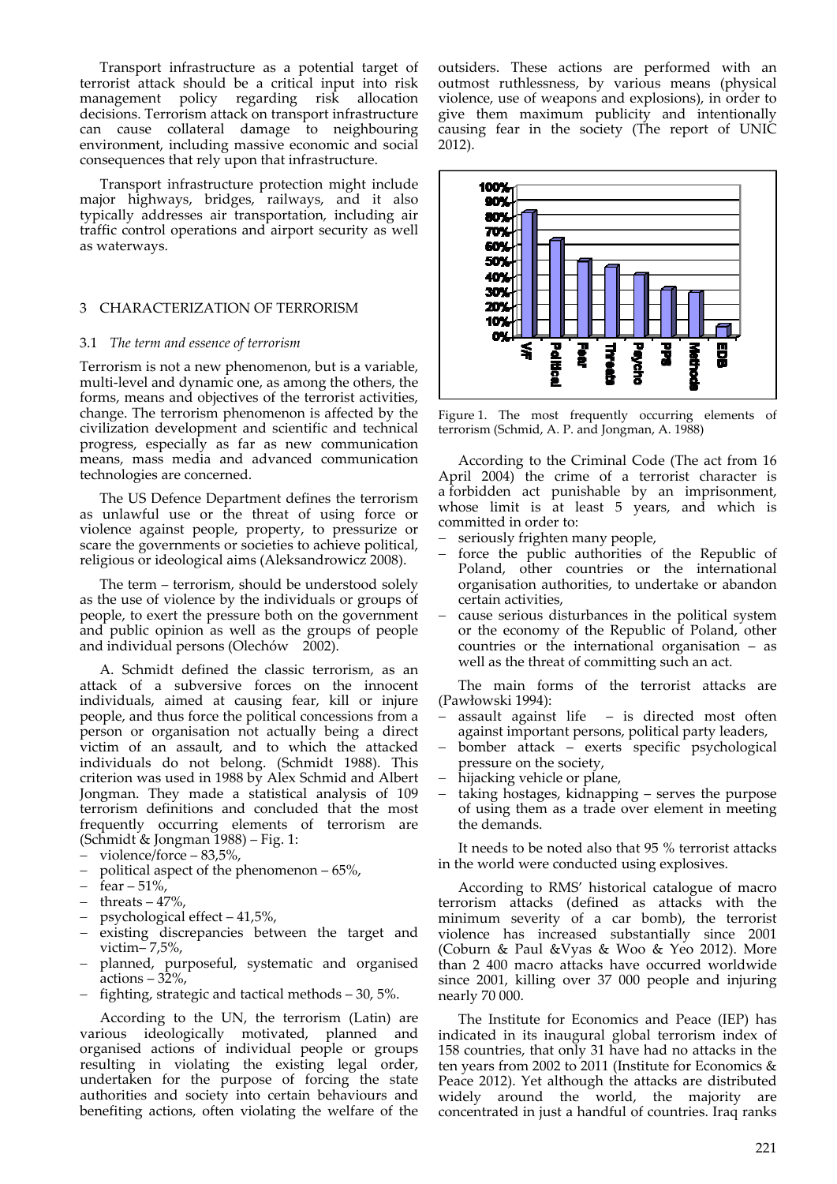Transport infrastructure as a potential target of terrorist attack should be a critical input into risk management policy regarding risk allocation decisions. Terrorism attack on transport infrastructure can cause collateral damage to neighbouring environment, including massive economic and social consequences that rely upon that infrastructure.

Transport infrastructure protection might include major highways, bridges, railways, and it also typically addresses air transportation, including air traffic control operations and airport security as well as waterways.

## 3 CHARACTERIZATION OF TERRORISM

### 3.1 *The term and essence of terrorism*

Terrorism is not a new phenomenon, but is a variable, multi-level and dynamic one, as among the others, the forms, means and objectives of the terrorist activities, change. The terrorism phenomenon is affected by the civilization development and scientific and technical progress, especially as far as new communication means, mass media and advanced communication technologies are concerned.

The US Defence Department defines the terrorism as unlawful use or the threat of using force or violence against people, property, to pressurize or scare the governments or societies to achieve political, religious or ideological aims (Aleksandrowicz 2008).

The term – terrorism, should be understood solely as the use of violence by the individuals or groups of people, to exert the pressure both on the government and public opinion as well as the groups of people and individual persons (Olechów 2002).

A. Schmidt defined the classic terrorism, as an attack of a subversive forces on the innocent individuals, aimed at causing fear, kill or injure people, and thus force the political concessions from a person or organisation not actually being a direct victim of an assault, and to which the attacked individuals do not belong. (Schmidt 1988). This criterion was used in 1988 by Alex Schmid and Albert Jongman. They made a statistical analysis of 109 terrorism definitions and concluded that the most frequently occurring elements of terrorism are (Schmidt & Jongman 1988) – Fig. 1:

- violence/force – 83,5%,
- political aspect of the phenomenon – 65%,
- fear – 51%,
- threats – 47%,
- psychological effect – 41,5%,
- existing discrepancies between the target and victim– 7,5%,
- planned, purposeful, systematic and organised actions – 32%,
- fighting, strategic and tactical methods – 30, 5%.

According to the UN, the terrorism (Latin) are various ideologically motivated, planned and organised actions of individual people or groups resulting in violating the existing legal order, undertaken for the purpose of forcing the state authorities and society into certain behaviours and benefiting actions, often violating the welfare of the outsiders. These actions are performed with an outmost ruthlessness, by various means (physical violence, use of weapons and explosions), in order to give them maximum publicity and intentionally causing fear in the society (The report of UNIC 2012).

Figure 1. The most frequently occurring elements of terrorism (Schmid, A. P. and Jongman, A. 1988)

According to the Criminal Code (The act from 16 April 2004) the crime of a terrorist character is a forbidden act punishable by an imprisonment, whose limit is at least 5 years, and which is committed in order to:

- seriously frighten many people,
- force the public authorities of the Republic of Poland, other countries or the international organisation authorities, to undertake or abandon certain activities,
- cause serious disturbances in the political system or the economy of the Republic of Poland, other countries or the international organisation – as well as the threat of committing such an act.

The main forms of the terrorist attacks are (Pawłowski 1994):

- assault against life – is directed most often against important persons, political party leaders,
- bomber attack – exerts specific psychological pressure on the society,
- hijacking vehicle or plane,
- taking hostages, kidnapping – serves the purpose of using them as a trade over element in meeting the demands.

It needs to be noted also that 95 % terrorist attacks in the world were conducted using explosives.

According to RMS' historical catalogue of macro terrorism attacks (defined as attacks with the minimum severity of a car bomb), the terrorist violence has increased substantially since 2001 (Coburn & Paul &Vyas & Woo & Yeo 2012). More than 2 400 macro attacks have occurred worldwide since 2001, killing over 37 000 people and injuring nearly 70 000.

The Institute for Economics and Peace (IEP) has indicated in its inaugural global terrorism index of 158 countries, that only 31 have had no attacks in the ten years from 2002 to 2011 (Institute for Economics & Peace 2012). Yet although the attacks are distributed widely around the world, the majority are concentrated in just a handful of countries. Iraq ranks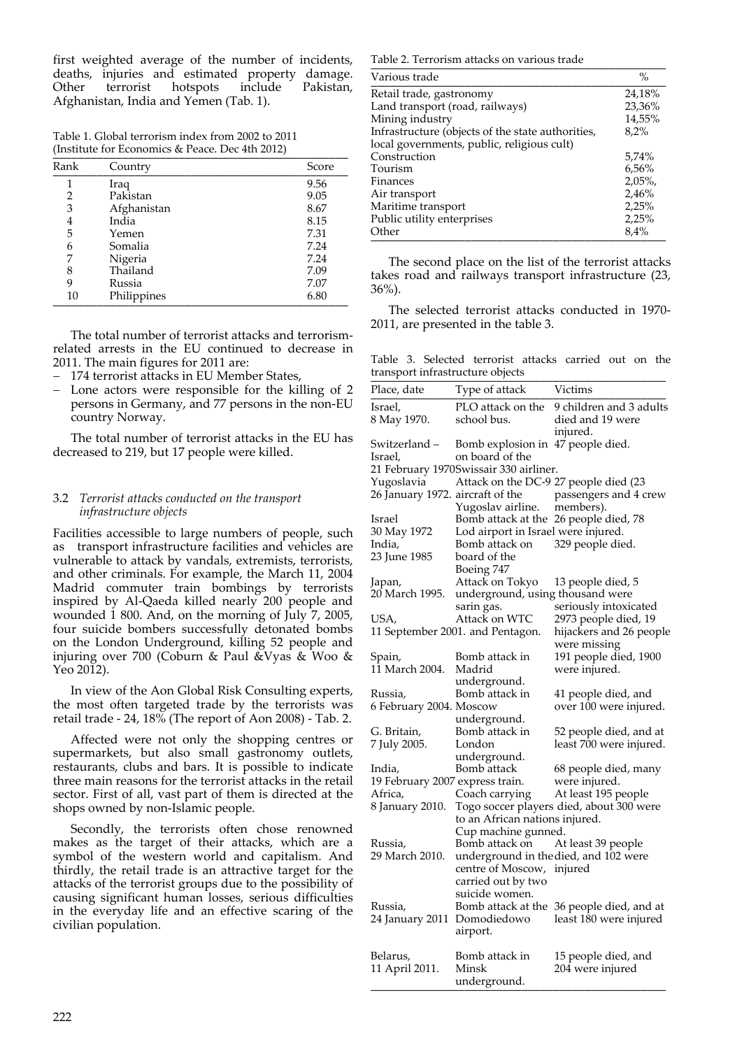first weighted average of the number of incidents, deaths, injuries and estimated property damage. Other terrorist hotspots include Pakistan, Afghanistan, India and Yemen (Tab. 1).

Table 1. Global terrorism index from 2002 to 2011 (Institute for Economics & Peace. Dec 4th 2012)

| Rank | Country | Score |
|---|---|---|
| 1 | Iraq | 9.56 |
| 2 | Pakistan | 9.05 |
| 3 | Afghanistan | 8.67 |
| 4 | India | 8.15 |
| 5 | Yemen | 7.31 |
| 6 | Somalia | 7.24 |
| 7 | Nigeria | 7.24 |
| 8 | Thailand | 7.09 |
| 9 | Russia | 7.07 |
| 10 | Philippines | 6.80 |

The total number of terrorist attacks and terrorism-related arrests in the EU continued to decrease in 2011. The main figures for 2011 are:

- 174 terrorist attacks in EU Member States,
- Lone actors were responsible for the killing of 2 persons in Germany, and 77 persons in the non-EU country Norway.

The total number of terrorist attacks in the EU has decreased to 219, but 17 people were killed.

### 3.2 *Terrorist attacks conducted on the transport infrastructure objects*

Facilities accessible to large numbers of people, such as transport infrastructure facilities and vehicles are vulnerable to attack by vandals, extremists, terrorists, and other criminals. For example, the March 11, 2004 Madrid commuter train bombings by terrorists inspired by Al-Qaeda killed nearly 200 people and wounded 1 800. And, on the morning of July 7, 2005, four suicide bombers successfully detonated bombs on the London Underground, killing 52 people and injuring over 700 (Coburn & Paul &Vyas & Woo & Yeo 2012).

In view of the Aon Global Risk Consulting experts, the most often targeted trade by the terrorists was retail trade - 24, 18% (The report of Aon 2008) - Tab. 2.

Affected were not only the shopping centres or supermarkets, but also small gastronomy outlets, restaurants, clubs and bars. It is possible to indicate three main reasons for the terrorist attacks in the retail sector. First of all, vast part of them is directed at the shops owned by non-Islamic people.

Secondly, the terrorists often chose renowned makes as the target of their attacks, which are a symbol of the western world and capitalism. And thirdly, the retail trade is an attractive target for the attacks of the terrorist groups due to the possibility of causing significant human losses, serious difficulties in the everyday life and an effective scaring of the civilian population.

Table 2. Terrorism attacks on various trade

| Various trade | % |
|---|---|
| Retail trade, gastronomy | 24,18% |
| Land transport (road, railways) | 23,36% |
| Mining industry | 14,55% |
| Infrastructure (objects of the state authorities, local governments, public, religious cult) | 8,2% |
| Construction | 5,74% |
| Tourism | 6,56% |
| Finances | 2,05%, |
| Air transport | 2,46% |
| Maritime transport | 2,25% |
| Public utility enterprises | 2,25% |
| Other | 8,4% |

The second place on the list of the terrorist attacks takes road and railways transport infrastructure (23, 36%).

The selected terrorist attacks conducted in 1970-2011, are presented in the table 3.

Table 3. Selected terrorist attacks carried out on the transport infrastructure objects

| Place, date | Type of attack | Victims |
|---|---|---|
| Israel, 8 May 1970. | PLO attack on the school bus. | 9 children and 3 adults died and 19 were injured. |
| Switzerland – Israel, 21 February 1970 | Bomb explosion in on board of the Swissair 330 airliner. | 47 people died. |
| Yugoslavia 26 January 1972. | Attack on the DC-9 aircraft of the Yugoslav airline. | 27 people died (23 passengers and 4 crew members). |
| Israel 30 May 1972 | Bomb attack at the Lod airport in Israel | 26 people died, 78 were injured. |
| India, 23 June 1985 | Bomb attack on board of the Boeing 747 | 329 people died. |
| Japan, 20 March 1995. | Attack on Tokyo underground, using sarin gas. | 13 people died, 5 thousand were seriously intoxicated |
| USA, 11 September 2001. | Attack on WTC and Pentagon. | 2973 people died, 19 hijackers and 26 people were missing |
| Spain, 11 March 2004. | Bomb attack in Madrid underground. | 191 people died, 1900 were injured. |
| Russia, 6 February 2004. | Bomb attack in Moscow underground. | 41 people died, and over 100 were injured. |
| G. Britain, 7 July 2005. | Bomb attack in London underground. | 52 people died, and at least 700 were injured. |
| India, 19 February 2007 | Bomb attack express train. | 68 people died, many were injured. |
| Africa, 8 January 2010. | Coach carrying Togo soccer players to an African nations Cup machine gunned. | At least 195 people died, about 300 were injured. |
| Russia, 29 March 2010. | Bomb attack on underground in the centre of Moscow, carried out by two suicide women. | At least 39 people died, and 102 were injured |
| Russia, 24 January 2011 | Bomb attack at the Domodiedowo airport. | 36 people died, and at least 180 were injured |
| Belarus, 11 April 2011. | Bomb attack in Minsk underground. | 15 people died, and 204 were injured |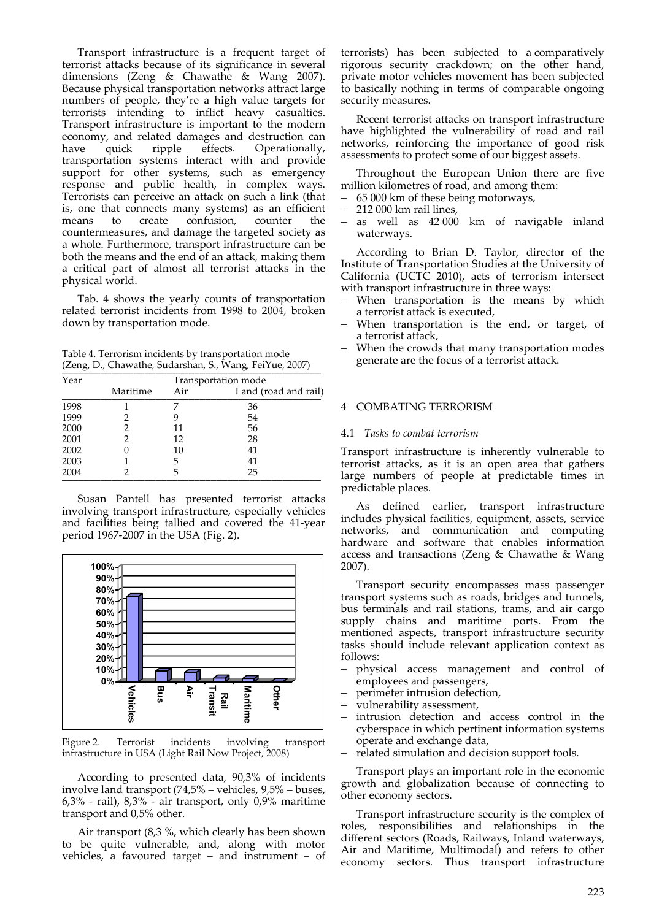Transport infrastructure is a frequent target of terrorist attacks because of its significance in several dimensions (Zeng & Chawathe & Wang 2007). Because physical transportation networks attract large numbers of people, they're a high value targets for terrorists intending to inflict heavy casualties. Transport infrastructure is important to the modern economy, and related damages and destruction can have quick ripple effects. Operationally, transportation systems interact with and provide support for other systems, such as emergency response and public health, in complex ways. Terrorists can perceive an attack on such a link (that is, one that connects many systems) as an efficient means to create confusion, counter the countermeasures, and damage the targeted society as a whole. Furthermore, transport infrastructure can be both the means and the end of an attack, making them a critical part of almost all terrorist attacks in the physical world.

Tab. 4 shows the yearly counts of transportation related terrorist incidents from 1998 to 2004, broken down by transportation mode.

Table 4. Terrorism incidents by transportation mode (Zeng, D., Chawathe, Sudarshan, S., Wang, FeiYue, 2007)

| Year | Transportation mode | | |
|---|---|---|---|
| | Maritime | Air | Land (road and rail) |
| 1998 | 1 | 7 | 36 |
| 1999 | 2 | 9 | 54 |
| 2000 | 2 | 11 | 56 |
| 2001 | 2 | 12 | 28 |
| 2002 | 0 | 10 | 41 |
| 2003 | 1 | 5 | 41 |
| 2004 | 2 | 5 | 25 |

Susan Pantell has presented terrorist attacks involving transport infrastructure, especially vehicles and facilities being tallied and covered the 41-year period 1967-2007 in the USA (Fig. 2).

Figure 2. Terrorist incidents involving transport infrastructure in USA (Light Rail Now Project, 2008)

According to presented data, 90,3% of incidents involve land transport (74,5% – vehicles, 9,5% – buses, 6,3% - rail), 8,3% - air transport, only 0,9% maritime transport and 0,5% other.

Air transport (8,3 %, which clearly has been shown to be quite vulnerable, and, along with motor vehicles, a favoured target – and instrument – of terrorists) has been subjected to a comparatively rigorous security crackdown; on the other hand, private motor vehicles movement has been subjected to basically nothing in terms of comparable ongoing security measures.

Recent terrorist attacks on transport infrastructure have highlighted the vulnerability of road and rail networks, reinforcing the importance of good risk assessments to protect some of our biggest assets.

Throughout the European Union there are five million kilometres of road, and among them:

- 65 000 km of these being motorways,
- 212 000 km rail lines,
- as well as 42 000 km of navigable inland waterways.

According to Brian D. Taylor, director of the Institute of Transportation Studies at the University of California (UCTC 2010), acts of terrorism intersect with transport infrastructure in three ways:

- When transportation is the means by which a terrorist attack is executed,
- When transportation is the end, or target, of a terrorist attack,
- When the crowds that many transportation modes generate are the focus of a terrorist attack.

## 4 COMBATING TERRORISM

### 4.1 *Tasks to combat terrorism*

Transport infrastructure is inherently vulnerable to terrorist attacks, as it is an open area that gathers large numbers of people at predictable times in predictable places.

As defined earlier, transport infrastructure includes physical facilities, equipment, assets, service networks, and communication and computing hardware and software that enables information access and transactions (Zeng & Chawathe & Wang 2007).

Transport security encompasses mass passenger transport systems such as roads, bridges and tunnels, bus terminals and rail stations, trams, and air cargo supply chains and maritime ports. From the mentioned aspects, transport infrastructure security tasks should include relevant application context as follows:

- physical access management and control of employees and passengers,
- perimeter intrusion detection,
- vulnerability assessment,
- intrusion detection and access control in the cyberspace in which pertinent information systems operate and exchange data,
- related simulation and decision support tools.

Transport plays an important role in the economic growth and globalization because of connecting to other economy sectors.

Transport infrastructure security is the complex of roles, responsibilities and relationships in the different sectors (Roads, Railways, Inland waterways, Air and Maritime, Multimodal) and refers to other economy sectors. Thus transport infrastructure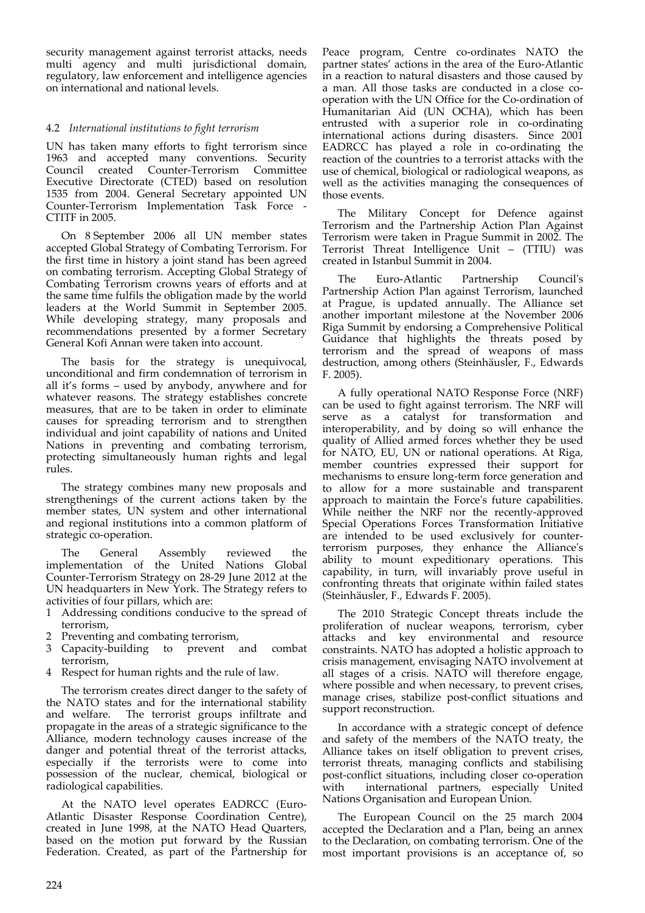security management against terrorist attacks, needs multi agency and multi jurisdictional domain, regulatory, law enforcement and intelligence agencies on international and national levels.

### 4.2 *International institutions to fight terrorism*

UN has taken many efforts to fight terrorism since 1963 and accepted many conventions. Security Council created Counter-Terrorism Committee Executive Directorate (CTED) based on resolution 1535 from 2004. General Secretary appointed UN Counter-Terrorism Implementation Task Force - CTITF in 2005.

On 8 September 2006 all UN member states accepted Global Strategy of Combating Terrorism. For the first time in history a joint stand has been agreed on combating terrorism. Accepting Global Strategy of Combating Terrorism crowns years of efforts and at the same time fulfils the obligation made by the world leaders at the World Summit in September 2005. While developing strategy, many proposals and recommendations presented by a former Secretary General Kofi Annan were taken into account.

The basis for the strategy is unequivocal, unconditional and firm condemnation of terrorism in all it's forms – used by anybody, anywhere and for whatever reasons. The strategy establishes concrete measures, that are to be taken in order to eliminate causes for spreading terrorism and to strengthen individual and joint capability of nations and United Nations in preventing and combating terrorism, protecting simultaneously human rights and legal rules.

The strategy combines many new proposals and strengthenings of the current actions taken by the member states, UN system and other international and regional institutions into a common platform of strategic co-operation.

The General Assembly reviewed the implementation of the United Nations Global Counter-Terrorism Strategy on 28-29 June 2012 at the UN headquarters in New York. The Strategy refers to activities of four pillars, which are:

1. Addressing conditions conducive to the spread of terrorism,
2. Preventing and combating terrorism,
3. Capacity-building to prevent and combat terrorism,
4. Respect for human rights and the rule of law.

The terrorism creates direct danger to the safety of the NATO states and for the international stability and welfare. The terrorist groups infiltrate and propagate in the areas of a strategic significance to the Alliance, modern technology causes increase of the danger and potential threat of the terrorist attacks, especially if the terrorists were to come into possession of the nuclear, chemical, biological or radiological capabilities.

At the NATO level operates EADRCC (Euro-Atlantic Disaster Response Coordination Centre), created in June 1998, at the NATO Head Quarters, based on the motion put forward by the Russian Federation. Created, as part of the Partnership for Peace program, Centre co-ordinates NATO the partner states' actions in the area of the Euro-Atlantic in a reaction to natural disasters and those caused by a man. All those tasks are conducted in a close co-operation with the UN Office for the Co-ordination of Humanitarian Aid (UN OCHA), which has been entrusted with a superior role in co-ordinating international actions during disasters. Since 2001 EADRCC has played a role in co-ordinating the reaction of the countries to a terrorist attacks with the use of chemical, biological or radiological weapons, as well as the activities managing the consequences of those events.

The Military Concept for Defence against Terrorism and the Partnership Action Plan Against Terrorism were taken in Prague Summit in 2002. The Terrorist Threat Intelligence Unit – (TTIU) was created in Istanbul Summit in 2004.

The Euro-Atlantic Partnership Council's Partnership Action Plan against Terrorism, launched at Prague, is updated annually. The Alliance set another important milestone at the November 2006 Riga Summit by endorsing a Comprehensive Political Guidance that highlights the threats posed by terrorism and the spread of weapons of mass destruction, among others (Steinhäusler, F., Edwards F. 2005).

A fully operational NATO Response Force (NRF) can be used to fight against terrorism. The NRF will serve as a catalyst for transformation and interoperability, and by doing so will enhance the quality of Allied armed forces whether they be used for NATO, EU, UN or national operations. At Riga, member countries expressed their support for mechanisms to ensure long-term force generation and to allow for a more sustainable and transparent approach to maintain the Force's future capabilities. While neither the NRF nor the recently-approved Special Operations Forces Transformation Initiative are intended to be used exclusively for counter-terrorism purposes, they enhance the Alliance's ability to mount expeditionary operations. This capability, in turn, will invariably prove useful in confronting threats that originate within failed states (Steinhäusler, F., Edwards F. 2005).

The 2010 Strategic Concept threats include the proliferation of nuclear weapons, terrorism, cyber attacks and key environmental and resource constraints. NATO has adopted a holistic approach to crisis management, envisaging NATO involvement at all stages of a crisis. NATO will therefore engage, where possible and when necessary, to prevent crises, manage crises, stabilize post-conflict situations and support reconstruction.

In accordance with a strategic concept of defence and safety of the members of the NATO treaty, the Alliance takes on itself obligation to prevent crises, terrorist threats, managing conflicts and stabilising post-conflict situations, including closer co-operation with international partners, especially United Nations Organisation and European Union.

The European Council on the 25 march 2004 accepted the Declaration and a Plan, being an annex to the Declaration, on combating terrorism. One of the most important provisions is an acceptance of, so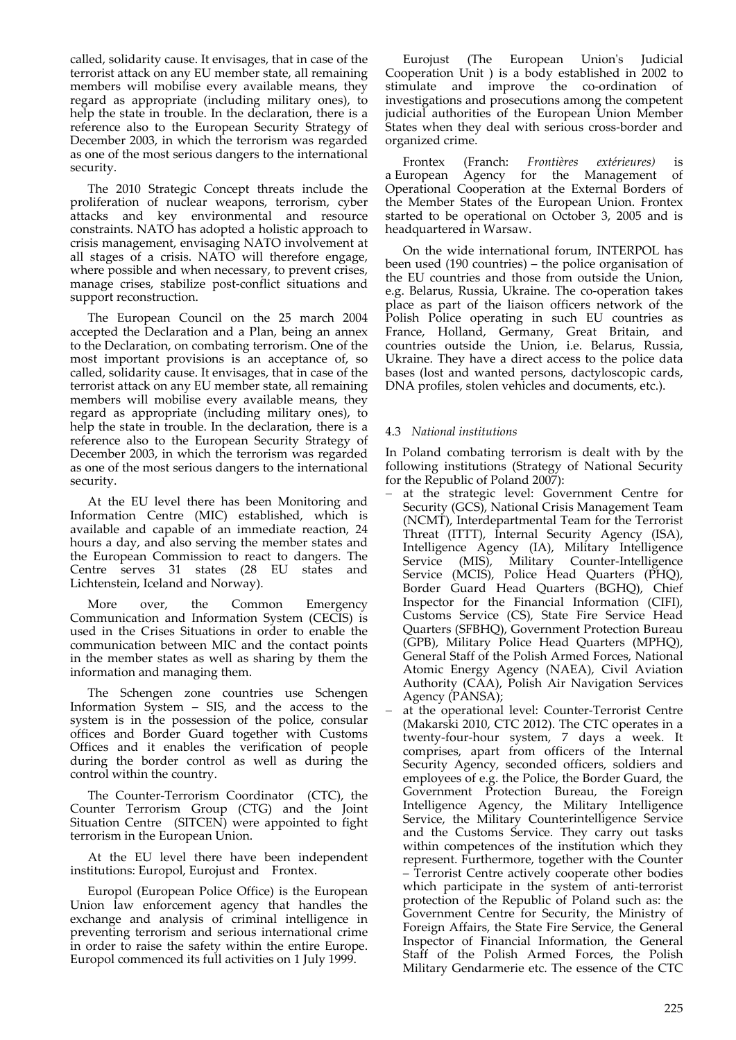called, solidarity cause. It envisages, that in case of the terrorist attack on any EU member state, all remaining members will mobilise every available means, they regard as appropriate (including military ones), to help the state in trouble. In the declaration, there is a reference also to the European Security Strategy of December 2003, in which the terrorism was regarded as one of the most serious dangers to the international security.

The 2010 Strategic Concept threats include the proliferation of nuclear weapons, terrorism, cyber attacks and key environmental and resource constraints. NATO has adopted a holistic approach to crisis management, envisaging NATO involvement at all stages of a crisis. NATO will therefore engage, where possible and when necessary, to prevent crises, manage crises, stabilize post-conflict situations and support reconstruction.

The European Council on the 25 march 2004 accepted the Declaration and a Plan, being an annex to the Declaration, on combating terrorism. One of the most important provisions is an acceptance of, so called, solidarity cause. It envisages, that in case of the terrorist attack on any EU member state, all remaining members will mobilise every available means, they regard as appropriate (including military ones), to help the state in trouble. In the declaration, there is a reference also to the European Security Strategy of December 2003, in which the terrorism was regarded as one of the most serious dangers to the international security.

At the EU level there has been Monitoring and Information Centre (MIC) established, which is available and capable of an immediate reaction, 24 hours a day, and also serving the member states and the European Commission to react to dangers. The Centre serves 31 states (28 EU states and Lichtenstein, Iceland and Norway).

More over, the Common Emergency Communication and Information System (CECIS) is used in the Crises Situations in order to enable the communication between MIC and the contact points in the member states as well as sharing by them the information and managing them.

The Schengen zone countries use Schengen Information System – SIS, and the access to the system is in the possession of the police, consular offices and Border Guard together with Customs Offices and it enables the verification of people during the border control as well as during the control within the country.

The Counter-Terrorism Coordinator (CTC), the Counter Terrorism Group (CTG) and the Joint Situation Centre (SITCEN) were appointed to fight terrorism in the European Union.

At the EU level there have been independent institutions: Europol, Eurojust and Frontex.

Europol (European Police Office) is the European Union law enforcement agency that handles the exchange and analysis of criminal intelligence in preventing terrorism and serious international crime in order to raise the safety within the entire Europe. Europol commenced its full activities on 1 July 1999.

Eurojust (The European Union's Judicial Cooperation Unit ) is a body established in 2002 to stimulate and improve the co-ordination of investigations and prosecutions among the competent judicial authorities of the European Union Member States when they deal with serious cross-border and organized crime.

Frontex (Franch: *Frontières extérieures)* is a European Agency for the Management of Operational Cooperation at the External Borders of the Member States of the European Union. Frontex started to be operational on October 3, 2005 and is headquartered in Warsaw.

On the wide international forum, INTERPOL has been used (190 countries) – the police organisation of the EU countries and those from outside the Union, e.g. Belarus, Russia, Ukraine. The co-operation takes place as part of the liaison officers network of the Polish Police operating in such EU countries as France, Holland, Germany, Great Britain, and countries outside the Union, i.e. Belarus, Russia, Ukraine. They have a direct access to the police data bases (lost and wanted persons, dactyloscopic cards, DNA profiles, stolen vehicles and documents, etc.).

### 4.3 *National institutions*

In Poland combating terrorism is dealt with by the following institutions (Strategy of National Security for the Republic of Poland 2007):

- at the strategic level: Government Centre for Security (GCS), National Crisis Management Team (NCMT), Interdepartmental Team for the Terrorist Threat (ITTT), Internal Security Agency (ISA), Intelligence Agency (IA), Military Intelligence Service (MIS), Military Counter-Intelligence Service (MCIS), Police Head Quarters (PHQ), Border Guard Head Quarters (BGHQ), Chief Inspector for the Financial Information (CIFI), Customs Service (CS), State Fire Service Head Quarters (SFBHQ), Government Protection Bureau (GPB), Military Police Head Quarters (MPHQ), General Staff of the Polish Armed Forces, National Atomic Energy Agency (NAEA), Civil Aviation Authority (CAA), Polish Air Navigation Services Agency (PANSA);
- at the operational level: Counter-Terrorist Centre (Makarski 2010, CTC 2012). The CTC operates in a twenty-four-hour system, 7 days a week. It comprises, apart from officers of the Internal Security Agency, seconded officers, soldiers and employees of e.g. the Police, the Border Guard, the Government Protection Bureau, the Foreign Intelligence Agency, the Military Intelligence Service, the Military Counterintelligence Service and the Customs Service. They carry out tasks within competences of the institution which they represent. Furthermore, together with the Counter – Terrorist Centre actively cooperate other bodies which participate in the system of anti-terrorist protection of the Republic of Poland such as: the Government Centre for Security, the Ministry of Foreign Affairs, the State Fire Service, the General Inspector of Financial Information, the General Staff of the Polish Armed Forces, the Polish Military Gendarmerie etc. The essence of the CTC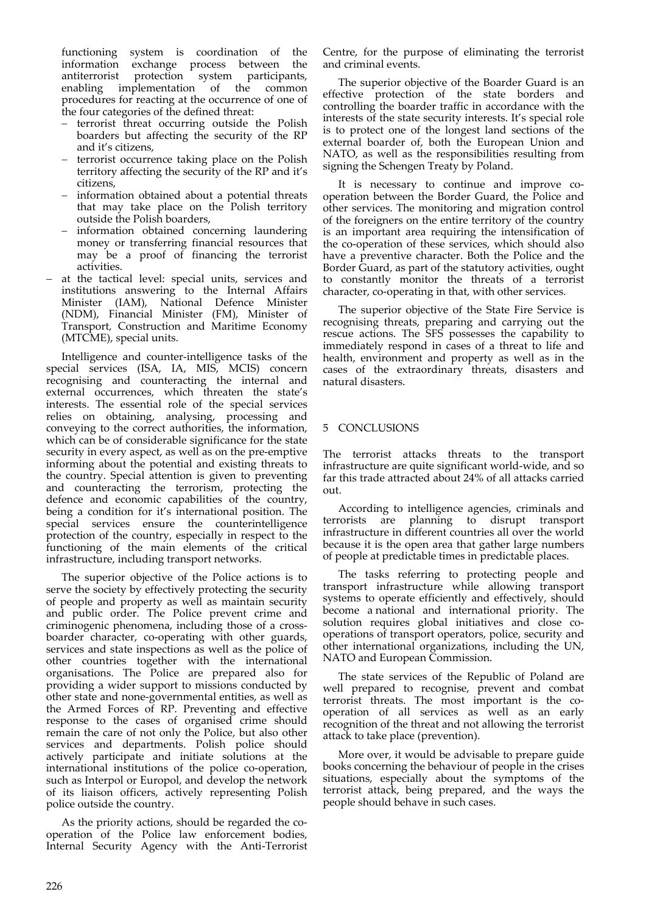functioning system is coordination of the information exchange process between the antiterrorist protection system participants, enabling implementation of the common procedures for reacting at the occurrence of one of the four categories of the defined threat:

- terrorist threat occurring outside the Polish boarders but affecting the security of the RP and it's citizens,
- terrorist occurrence taking place on the Polish territory affecting the security of the RP and it's citizens,
- information obtained about a potential threats that may take place on the Polish territory outside the Polish boarders,
- information obtained concerning laundering money or transferring financial resources that may be a proof of financing the terrorist activities.

- at the tactical level: special units, services and institutions answering to the Internal Affairs Minister (IAM), National Defence Minister (NDM), Financial Minister (FM), Minister of Transport, Construction and Maritime Economy (MTCME), special units.

Intelligence and counter-intelligence tasks of the special services (ISA, IA, MIS, MCIS) concern recognising and counteracting the internal and external occurrences, which threaten the state's interests. The essential role of the special services relies on obtaining, analysing, processing and conveying to the correct authorities, the information, which can be of considerable significance for the state security in every aspect, as well as on the pre-emptive informing about the potential and existing threats to the country. Special attention is given to preventing and counteracting the terrorism, protecting the defence and economic capabilities of the country, being a condition for it's international position. The special services ensure the counterintelligence protection of the country, especially in respect to the functioning of the main elements of the critical infrastructure, including transport networks.

The superior objective of the Police actions is to serve the society by effectively protecting the security of people and property as well as maintain security and public order. The Police prevent crime and criminogenic phenomena, including those of a cross-boarder character, co-operating with other guards, services and state inspections as well as the police of other countries together with the international organisations. The Police are prepared also for providing a wider support to missions conducted by other state and none-governmental entities, as well as the Armed Forces of RP. Preventing and effective response to the cases of organised crime should remain the care of not only the Police, but also other services and departments. Polish police should actively participate and initiate solutions at the international institutions of the police co-operation, such as Interpol or Europol, and develop the network of its liaison officers, actively representing Polish police outside the country.

As the priority actions, should be regarded the co-operation of the Police law enforcement bodies, Internal Security Agency with the Anti-Terrorist Centre, for the purpose of eliminating the terrorist and criminal events.

The superior objective of the Boarder Guard is an effective protection of the state borders and controlling the boarder traffic in accordance with the interests of the state security interests. It's special role is to protect one of the longest land sections of the external boarder of, both the European Union and NATO, as well as the responsibilities resulting from signing the Schengen Treaty by Poland.

It is necessary to continue and improve co-operation between the Border Guard, the Police and other services. The monitoring and migration control of the foreigners on the entire territory of the country is an important area requiring the intensification of the co-operation of these services, which should also have a preventive character. Both the Police and the Border Guard, as part of the statutory activities, ought to constantly monitor the threats of a terrorist character, co-operating in that, with other services.

The superior objective of the State Fire Service is recognising threats, preparing and carrying out the rescue actions. The SFS possesses the capability to immediately respond in cases of a threat to life and health, environment and property as well as in the cases of the extraordinary threats, disasters and natural disasters.

## 5 CONCLUSIONS

The terrorist attacks threats to the transport infrastructure are quite significant world-wide, and so far this trade attracted about 24% of all attacks carried out.

According to intelligence agencies, criminals and terrorists are planning to disrupt transport infrastructure in different countries all over the world because it is the open area that gather large numbers of people at predictable times in predictable places.

The tasks referring to protecting people and transport infrastructure while allowing transport systems to operate efficiently and effectively, should become a national and international priority. The solution requires global initiatives and close co-operations of transport operators, police, security and other international organizations, including the UN, NATO and European Commission.

The state services of the Republic of Poland are well prepared to recognise, prevent and combat terrorist threats. The most important is the co-operation of all services as well as an early recognition of the threat and not allowing the terrorist attack to take place (prevention).

More over, it would be advisable to prepare guide books concerning the behaviour of people in the crises situations, especially about the symptoms of the terrorist attack, being prepared, and the ways the people should behave in such cases.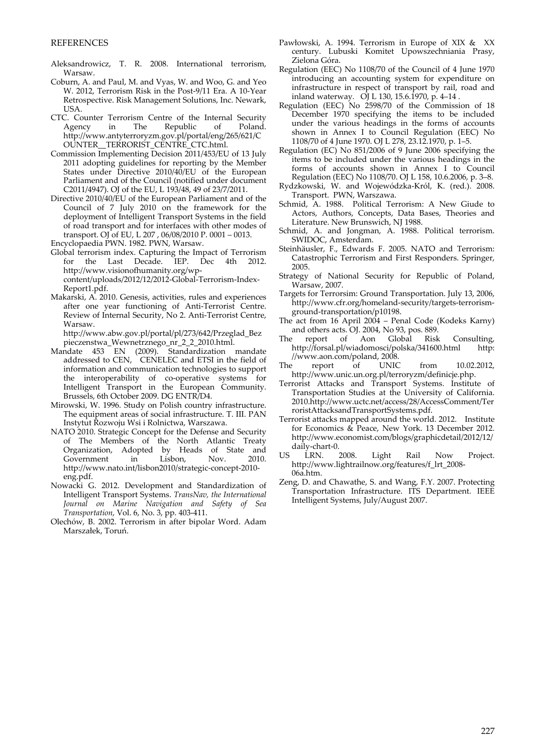## REFERENCES

Aleksandrowicz, T. R. 2008. International terrorism, Warsaw.

Coburn, A. and Paul, M. and Vyas, W. and Woo, G. and Yeo W. 2012, Terrorism Risk in the Post-9/11 Era. A 10-Year Retrospective. Risk Management Solutions, Inc. Newark, USA.

CTC. Counter Terrorism Centre of the Internal Security Agency in The Republic of Poland. http://www.antyterroryzm.gov.pl/portal/eng/265/621/COUNTER__TERRORIST_CENTRE_CTC.html.

Commission Implementing Decision 2011/453/EU of 13 July 2011 adopting guidelines for reporting by the Member States under Directive 2010/40/EU of the European Parliament and of the Council (notified under document C2011/4947). OJ of the EU, L 193/48, 49 of 23/7/2011.

Directive 2010/40/EU of the European Parliament and of the Council of 7 July 2010 on the framework for the deployment of Intelligent Transport Systems in the field of road transport and for interfaces with other modes of transport. OJ of EU, L 207 , 06/08/2010 P. 0001 – 0013.

Encyclopaedia PWN. 1982. PWN, Warsaw.

Global terrorism index. Capturing the Impact of Terrorism for the Last Decade. IEP. Dec 4th 2012. http://www.visionofhumanity.org/wp-content/uploads/2012/12/2012-Global-Terrorism-Index-Report1.pdf.

Makarski, A. 2010. Genesis, activities, rules and experiences after one year functioning of Anti-Terrorist Centre. Review of Internal Security, No 2. Anti-Terrorist Centre, Warsaw. http://www.abw.gov.pl/portal/pl/273/642/Przeglad_Bezpieczenstwa_Wewnetrznego_nr_2_2_2010.html.

Mandate 453 EN (2009). Standardization mandate addressed to CEN, CENELEC and ETSI in the field of information and communication technologies to support the interoperability of co-operative systems for Intelligent Transport in the European Community. Brussels, 6th October 2009. DG ENTR/D4.

Mirowski, W. 1996. Study on Polish country infrastructure. The equipment areas of social infrastructure. T. III. PAN Instytut Rozwoju Wsi i Rolnictwa, Warszawa.

NATO 2010. Strategic Concept for the Defense and Security of The Members of the North Atlantic Treaty Organization, Adopted by Heads of State and Government in Lisbon, Nov. 2010. http://www.nato.int/lisbon2010/strategic-concept-2010-eng.pdf.

Nowacki G. 2012. Development and Standardization of Intelligent Transport Systems. *TransNav, the International Journal on Marine Navigation and Safety of Sea Transportation*, Vol. 6, No. 3, pp. 403-411.

Olechów, B. 2002. Terrorism in after bipolar Word. Adam Marszałek, Toruń.

Pawłowski, A. 1994. Terrorism in Europe of XIX & XX century. Lubuski Komitet Upowszechniania Prasy, Zielona Góra.

Regulation (EEC) No 1108/70 of the Council of 4 June 1970 introducing an accounting system for expenditure on infrastructure in respect of transport by rail, road and inland waterway. OJ L 130, 15.6.1970, p. 4–14 .

Regulation (EEC) No 2598/70 of the Commission of 18 December 1970 specifying the items to be included under the various headings in the forms of accounts shown in Annex I to Council Regulation (EEC) No 1108/70 of 4 June 1970. OJ L 278, 23.12.1970, p. 1–5.

Regulation (EC) No 851/2006 of 9 June 2006 specifying the items to be included under the various headings in the forms of accounts shown in Annex I to Council Regulation (EEC) No 1108/70. OJ L 158, 10.6.2006, p. 3–8.

Rydzkowski, W. and Wojewódzka-Król, K. (red.). 2008. Transport. PWN, Warszawa.

Schmid, A. 1988. Political Terrorism: A New Giude to Actors, Authors, Concepts, Data Bases, Theories and Literature. New Brunswich, NJ 1988.

Schmid, A. and Jongman, A. 1988. Political terrorism. SWIDOC, Amsterdam.

Steinhäusler, F., Edwards F. 2005. NATO and Terrorism: Catastrophic Terrorism and First Responders. Springer, 2005.

Strategy of National Security for Republic of Poland, Warsaw, 2007.

Targets for Terrorsim: Ground Transportation. July 13, 2006, http://www.cfr.org/homeland-security/targets-terrorism-ground-transportation/p10198.

The act from 16 April 2004 – Penal Code (Kodeks Karny) and others acts. OJ. 2004, No 93, pos. 889.

The report of Aon Global Risk Consulting, http://forsal.pl/wiadomosci/polska/341600.html http://www.aon.com/poland, 2008.

The report of UNIC from 10.02.2012, http://www.unic.un.org.pl/terroryzm/definicje.php.

Terrorist Attacks and Transport Systems. Institute of Transportation Studies at the University of California. 2010.http://www.uctc.net/access/28/AccessComment/TerroristAttacksandTransportSystems.pdf.

Terrorist attacks mapped around the world. 2012. Institute for Economics & Peace, New York. 13 December 2012. http://www.economist.com/blogs/graphicdetail/2012/12/daily-chart-0.

US LRN. 2008. Light Rail Now Project. http://www.lightrailnow.org/features/f_lrt_2008-06a.htm.

Zeng, D. and Chawathe, S. and Wang, F.Y. 2007. Protecting Transportation Infrastructure. ITS Department. IEEE Intelligent Systems, July/August 2007.